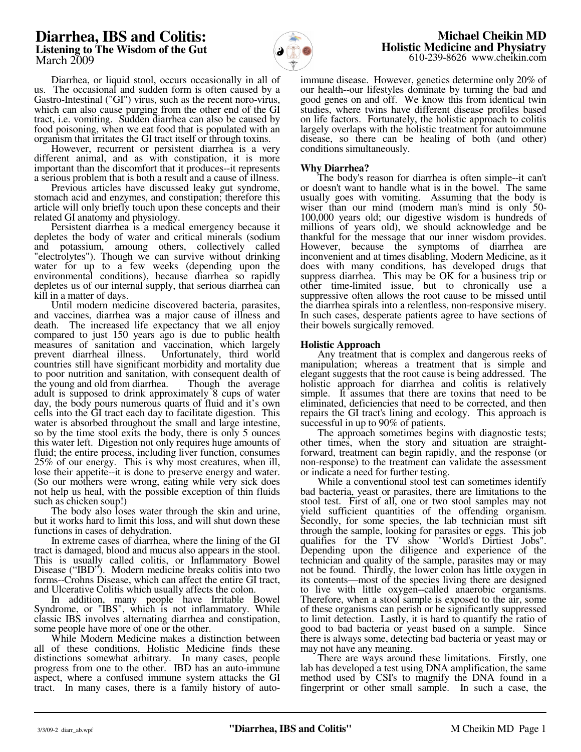# Diarrhea, IBS and Colitis:
## Listening to The Wisdom of the Gut
March 2009

**Michael Cheikin MD**
**Holistic Medicine and Physiatry**
610-239-8626 www.cheikin.com

Diarrhea, or liquid stool, occurs occasionally in all of us. The occasional and sudden form is often caused by a Gastro-Intestinal ("GI") virus, such as the recent noro-virus, which can also cause purging from the other end of the GI tract, i.e. vomiting. Sudden diarrhea can also be caused by food poisoning, when we eat food that is populated with an organism that irritates the GI tract itself or through toxins.

However, recurrent or persistent diarrhea is a very different animal, and as with constipation, it is more important than the discomfort that it produces--it represents a serious problem that is both a result and a cause of illness.

Previous articles have discussed leaky gut syndrome, stomach acid and enzymes, and constipation; therefore this article will only briefly touch upon these concepts and their related GI anatomy and physiology.

Persistent diarrhea is a medical emergency because it depletes the body of water and critical minerals (sodium and potassium, amoung others, collectively called "electrolytes"). Though we can survive without drinking water for up to a few weeks (depending upon the environmental conditions), because diarrhea so rapidly depletes us of our internal supply, that serious diarrhea can kill in a matter of days.

Until modern medicine discovered bacteria, parasites, and vaccines, diarrhea was a major cause of illness and death. The increased life expectancy that we all enjoy compared to just 150 years ago is due to public health measures of sanitation and vaccination, which largely prevent diarrheal illness. Unfortunately, third world countries still have significant morbidity and mortality due to poor nutrition and sanitation, with consequent dealth of the young and old from diarrhea. Though the average adult is supposed to drink approximately 8 cups of water day, the body pours numerous quarts of fluid and it's own cells into the GI tract each day to facilitate digestion. This water is absorbed throughout the small and large intestine, so by the time stool exits the body, there is only 5 ounces this water left. Digestion not only requires huge amounts of fluid; the entire process, including liver function, consumes 25% of our energy. This is why most creatures, when ill, lose their appetite--it is done to preserve energy and water. (So our mothers were wrong, eating while very sick does not help us heal, with the possible exception of thin fluids such as chicken soup!)

The body also loses water through the skin and urine, but it works hard to limit this loss, and will shut down these functions in cases of dehydration.

In extreme cases of diarrhea, where the lining of the GI tract is damaged, blood and mucus also appears in the stool. This is usually called colitis, or Inflammatory Bowel Disease ("IBD"). Modern medicine breaks colitis into two forms--Crohns Disease, which can affect the entire GI tract, and Ulcerative Colitis which usually affects the colon.

In addition, many people have Irritable Bowel Syndrome, or "IBS", which is not inflammatory. While classic IBS involves alternating diarrhea and constipation, some people have more of one or the other.

While Modern Medicine makes a distinction between all of these conditions, Holistic Medicine finds these distinctions somewhat arbitrary. In many cases, people progress from one to the other. IBD has an auto-immune aspect, where a confused immune system attacks the GI tract. In many cases, there is a family history of auto-immune disease. However, genetics determine only 20% of our health--our lifestyles dominate by turning the bad and good genes on and off. We know this from identical twin studies, where twins have different disease profiles based on life factors. Fortunately, the holistic approach to colitis largely overlaps with the holistic treatment for autoimmune disease, so there can be healing of both (and other) conditions simultaneously.

**Why Diarrhea?**

The body's reason for diarrhea is often simple--it can't or doesn't want to handle what is in the bowel. The same usually goes with vomiting. Assuming that the body is wiser than our mind (modern man's mind is only 50-100,000 years old; our digestive wisdom is hundreds of millions of years old), we should acknowledge and be thankful for the message that our inner wisdom provides. However, because the symptoms of diarrhea are inconvenient and at times disabling, Modern Medicine, as it does with many conditions, has developed drugs that suppress diarrhea. This may be OK for a business trip or other time-limited issue, but to chronically use a suppressive often allows the root cause to be missed until the diarrhea spirals into a relentless, non-responsive misery. In such cases, desperate patients agree to have sections of their bowels surgically removed.

**Holistic Approach**

Any treatment that is complex and dangerous reeks of manipulation; whereas a treatment that is simple and elegant suggests that the root cause is being addressed. The holistic approach for diarrhea and colitis is relatively simple. It assumes that there are toxins that need to be eliminated, deficiencies that need to be corrected, and then repairs the GI tract's lining and ecology. This approach is successful in up to 90% of patients.

The approach sometimes begins with diagnostic tests; other times, when the story and situation are straight-forward, treatment can begin rapidly, and the response (or non-response) to the treatment can validate the assessment or indicate a need for further testing.

While a conventional stool test can sometimes identify bad bacteria, yeast or parasites, there are limitations to the stool test. First of all, one or two stool samples may not yield sufficient quantities of the offending organism. Secondly, for some species, the lab technician must sift through the sample, looking for parasites or eggs. This job qualifies for the TV show "World's Dirtiest Jobs". Depending upon the diligence and experience of the technician and quality of the sample, parasites may or may not be found. Thirdly, the lower colon has little oxygen in its contents—most of the species living there are designed to live with little oxygen--called anaerobic organisms. Therefore, when a stool sample is exposed to the air, some of these organisms can perish or be significantly suppressed to limit detection. Lastly, it is hard to quantify the ratio of good to bad bacteria or yeast based on a sample. Since there is always some, detecting bad bacteria or yeast may or may not have any meaning.

There are ways around these limitations. Firstly, one lab has developed a test using DNA amplification, the same method used by CSI's to magnify the DNA found in a fingerprint or other small sample. In such a case, the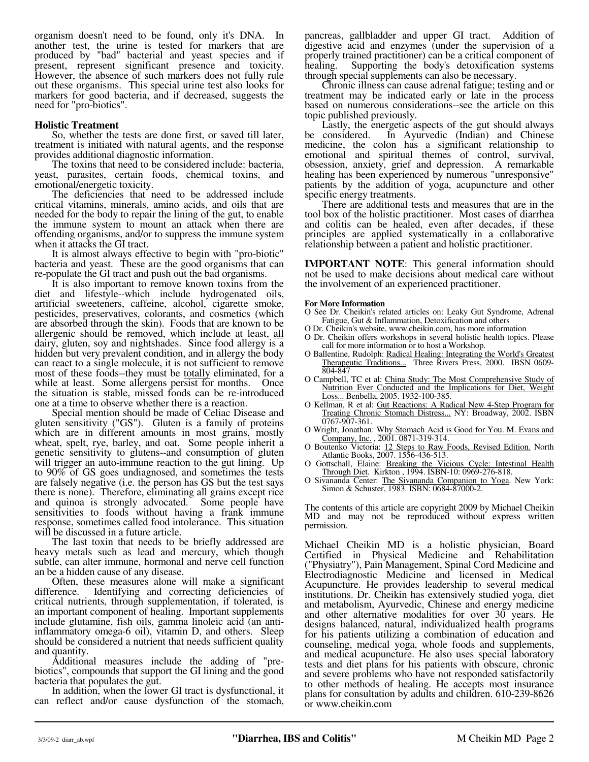organism doesn't need to be found, only it's DNA. In another test, the urine is tested for markers that are produced by "bad" bacterial and yeast species and if present, represent significant presence and toxicity. However, the absence of such markers does not fully rule out these organisms. This special urine test also looks for markers for good bacteria, and if decreased, suggests the need for "pro-biotics".

**Holistic Treatment**

So, whether the tests are done first, or saved till later, treatment is initiated with natural agents, and the response provides additional diagnostic information.

The toxins that need to be considered include: bacteria, yeast, parasites, certain foods, chemical toxins, and emotional/energetic toxicity.

The deficiencies that need to be addressed include critical vitamins, minerals, amino acids, and oils that are needed for the body to repair the lining of the gut, to enable the immune system to mount an attack when there are offending organisms, and/or to suppress the immune system when it attacks the GI tract.

It is almost always effective to begin with "pro-biotic" bacteria and yeast. These are the good organisms that can re-populate the GI tract and push out the bad organisms.

It is also important to remove known toxins from the diet and lifestyle--which include hydrogenated oils, artificial sweeteners, caffeine, alcohol, cigarette smoke, pesticides, preservatives, colorants, and cosmetics (which are absorbed through the skin). Foods that are known to be allergenic should be removed, which include at least, all dairy, gluten, soy and nightshades. Since food allergy is a hidden but very prevalent condition, and in allergy the body can react to a single molecule, it is not sufficient to remove most of these foods--they must be totally eliminated, for a while at least. Some allergens persist for months. Once the situation is stable, missed foods can be re-introduced one at a time to observe whether there is a reaction.

Special mention should be made of Celiac Disease and gluten sensitivity ("GS"). Gluten is a family of proteins which are in different amounts in most grains, mostly wheat, spelt, rye, barley, and oat. Some people inherit a genetic sensitivity to glutens--and consumption of gluten will trigger an auto-immune reaction to the gut lining. Up to 90% of GS goes undiagnosed, and sometimes the tests are falsely negative (i.e. the person has GS but the test says there is none). Therefore, eliminating all grains except rice and quinoa is strongly advocated. Some people have sensitivities to foods without having a frank immune response, sometimes called food intolerance. This situation will be discussed in a future article.

The last toxin that needs to be briefly addressed are heavy metals such as lead and mercury, which though subtle, can alter immune, hormonal and nerve cell function an be a hidden cause of any disease.

Often, these measures alone will make a significant difference. Identifying and correcting deficiencies of critical nutrients, through supplementation, if tolerated, is an important component of healing. Important supplements include glutamine, fish oils, gamma linoleic acid (an anti-inflammatory omega-6 oil), vitamin D, and others. Sleep should be considered a nutrient that needs sufficient quality and quantity.

Additional measures include the adding of "pre-biotics", compounds that support the GI lining and the good bacteria that populates the gut.

In addition, when the lower GI tract is dysfunctional, it can reflect and/or cause dysfunction of the stomach, pancreas, gallbladder and upper GI tract. Addition of digestive acid and enzymes (under the supervision of a properly trained practitioner) can be a critical component of healing. Supporting the body's detoxification systems through special supplements can also be necessary.

Chronic illness can cause adrenal fatigue; testing and or treatment may be indicated early or late in the process based on numerous considerations--see the article on this topic published previously.

Lastly, the energetic aspects of the gut should always be considered. In Ayurvedic (Indian) and Chinese medicine, the colon has a significant relationship to emotional and spiritual themes of control, survival, obsession, anxiety, grief and depression. A remarkable healing has been experienced by numerous "unresponsive" patients by the addition of yoga, acupuncture and other specific energy treatments.

There are additional tests and measures that are in the tool box of the holistic practitioner. Most cases of diarrhea and colitis can be healed, even after decades, if these principles are applied systematically in a collaborative relationship between a patient and holistic practitioner.

**IMPORTANT NOTE**: This general information should not be used to make decisions about medical care without the involvement of an experienced practitioner.

**For More Information**

- See Dr. Cheikin's related articles on: Leaky Gut Syndrome, Adrenal Fatigue, Gut & Inflammation, Detoxification and others
- Dr. Cheikin's website, www.cheikin.com, has more information
- Dr. Cheikin offers workshops in several holistic health topics. Please call for more information or to host a Workshop.
- Ballentine, Rudolph: Radical Healing: Integrating the World's Greatest Therapeutic Traditions... Three Rivers Press, 2000. IBSN 0609-804-847
- Campbell, TC et al: China Study: The Most Comprehensive Study of Nutrition Ever Conducted and the Implications for Diet, Weight Loss... Benbella, 2005. 1932-100-385.
- Kellman, R et al: Gut Reactions: A Radical New 4-Step Program for Treating Chronic Stomach Distress... NY: Broadway, 2002. ISBN 0767-907-361.
- Wright, Jonathan: Why Stomach Acid is Good for You. M. Evans and Company, Inc. , 2001. 0871-319-314.
- Boutenko Victoria: 12 Steps to Raw Foods, Revised Edition. North Atlantic Books, 2007. 1556-436-513.
- Gottschall, Elaine: Breaking the Vicious Cycle: Intestinal Health Through Diet. Kirkton , 1994. ISBN-10: 0969-276-818.
- Sivananda Center: The Sivananda Companion to Yoga. New York: Simon & Schuster, 1983. ISBN: 0684-87000-2.

The contents of this article are copyright 2009 by Michael Cheikin MD and may not be reproduced without express written permission.

Michael Cheikin MD is a holistic physician, Board Certified in Physical Medicine and Rehabilitation ("Physiatry"), Pain Management, Spinal Cord Medicine and Electrodiagnostic Medicine and licensed in Medical Acupuncture. He provides leadership to several medical institutions. Dr. Cheikin has extensively studied yoga, diet and metabolism, Ayurvedic, Chinese and energy medicine and other alternative modalities for over 30 years. He designs balanced, natural, individualized health programs for his patients utilizing a combination of education and counseling, medical yoga, whole foods and supplements, and medical acupuncture. He also uses special laboratory tests and diet plans for his patients with obscure, chronic and severe problems who have not responded satisfactorily to other methods of healing. He accepts most insurance plans for consultation by adults and children. 610-239-8626 or www.cheikin.com